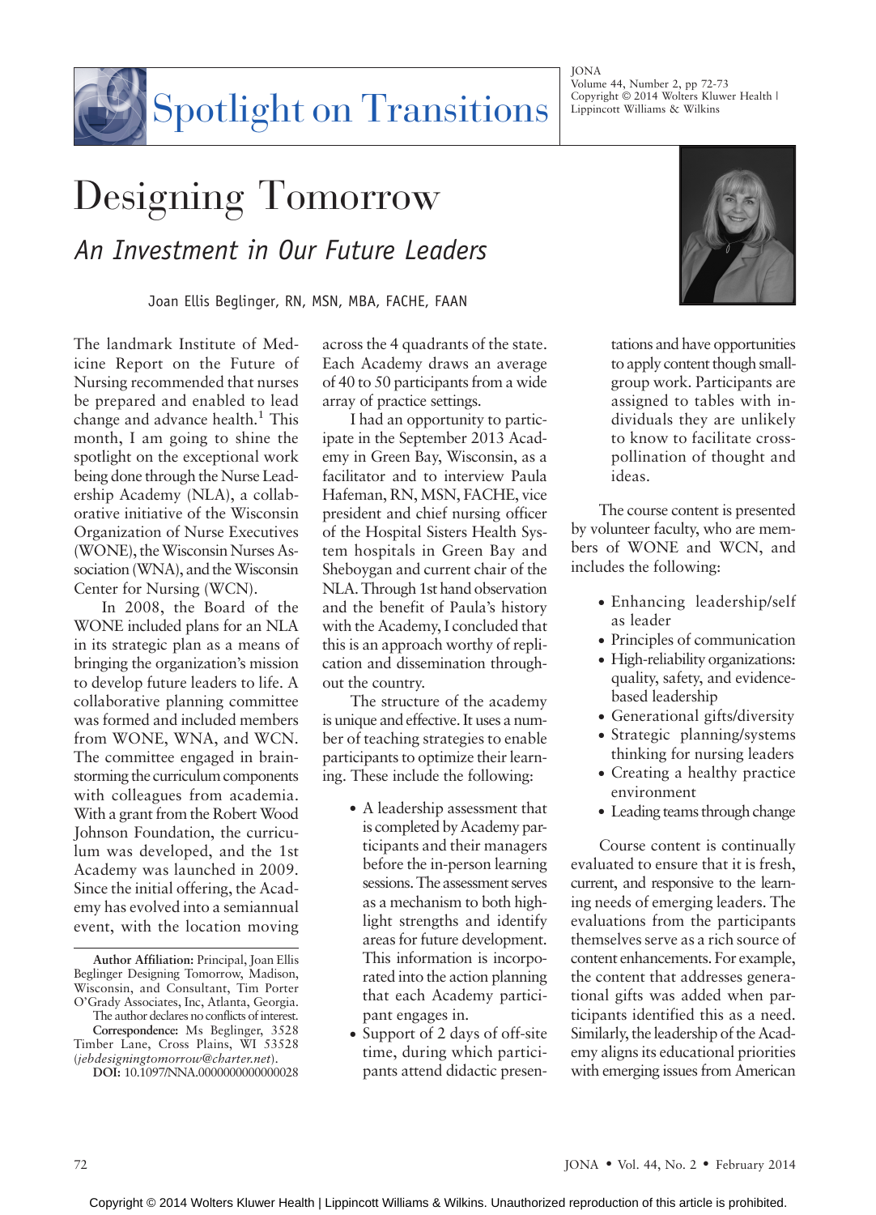Spotlight on Transitions

# Designing Tomorrow

## *An Investment in Our Future Leaders*

Joan Ellis Beglinger, RN, MSN, MBA, FACHE, FAAN

The landmark Institute of Medicine Report on the Future of Nursing recommended that nurses be prepared and enabled to lead change and advance health.[1] This month, I am going to shine the spotlight on the exceptional work being done through the Nurse Leadership Academy (NLA), a collaborative initiative of the Wisconsin Organization of Nurse Executives (WONE), the Wisconsin Nurses Association (WNA), and the Wisconsin Center for Nursing (WCN).

In 2008, the Board of the WONE included plans for an NLA in its strategic plan as a means of bringing the organization's mission to develop future leaders to life. A collaborative planning committee was formed and included members from WONE, WNA, and WCN. The committee engaged in brainstorming the curriculum components with colleagues from academia. With a grant from the Robert Wood Johnson Foundation, the curriculum was developed, and the 1st Academy was launched in 2009. Since the initial offering, the Academy has evolved into a semiannual event, with the location moving across the 4 quadrants of the state. Each Academy draws an average of 40 to 50 participants from a wide array of practice settings.

I had an opportunity to participate in the September 2013 Academy in Green Bay, Wisconsin, as a facilitator and to interview Paula Hafeman, RN, MSN, FACHE, vice president and chief nursing officer of the Hospital Sisters Health System hospitals in Green Bay and Sheboygan and current chair of the NLA. Through 1st hand observation and the benefit of Paula's history with the Academy, I concluded that this is an approach worthy of replication and dissemination throughout the country.

The structure of the academy is unique and effective. It uses a number of teaching strategies to enable participants to optimize their learning. These include the following:

- A leadership assessment that is completed by Academy participants and their managers before the in-person learning sessions. The assessment serves as a mechanism to both highlight strengths and identify areas for future development. This information is incorporated into the action planning that each Academy participant engages in.
- Support of 2 days of off-site time, during which participants attend didactic presentations and have opportunities to apply content though small-group work. Participants are assigned to tables with individuals they are unlikely to know to facilitate cross-pollination of thought and ideas.

The course content is presented by volunteer faculty, who are members of WONE and WCN, and includes the following:

- Enhancing leadership/self as leader
- Principles of communication
- High-reliability organizations: quality, safety, and evidence-based leadership
- Generational gifts/diversity
- Strategic planning/systems thinking for nursing leaders
- Creating a healthy practice environment
- Leading teams through change

Course content is continually evaluated to ensure that it is fresh, current, and responsive to the learning needs of emerging leaders. The evaluations from the participants themselves serve as a rich source of content enhancements. For example, the content that addresses generational gifts was added when participants identified this as a need. Similarly, the leadership of the Academy aligns its educational priorities with emerging issues from American

**Author Affiliation:** Principal, Joan Ellis Beglinger Designing Tomorrow, Madison, Wisconsin, and Consultant, Tim Porter O'Grady Associates, Inc, Atlanta, Georgia.

The author declares no conflicts of interest.

**Correspondence:** Ms Beglinger, 3528 Timber Lane, Cross Plains, WI 53528 (*jebdesigningtomorrow@charter.net*).

**DOI:** 10.1097/NNA.0000000000000028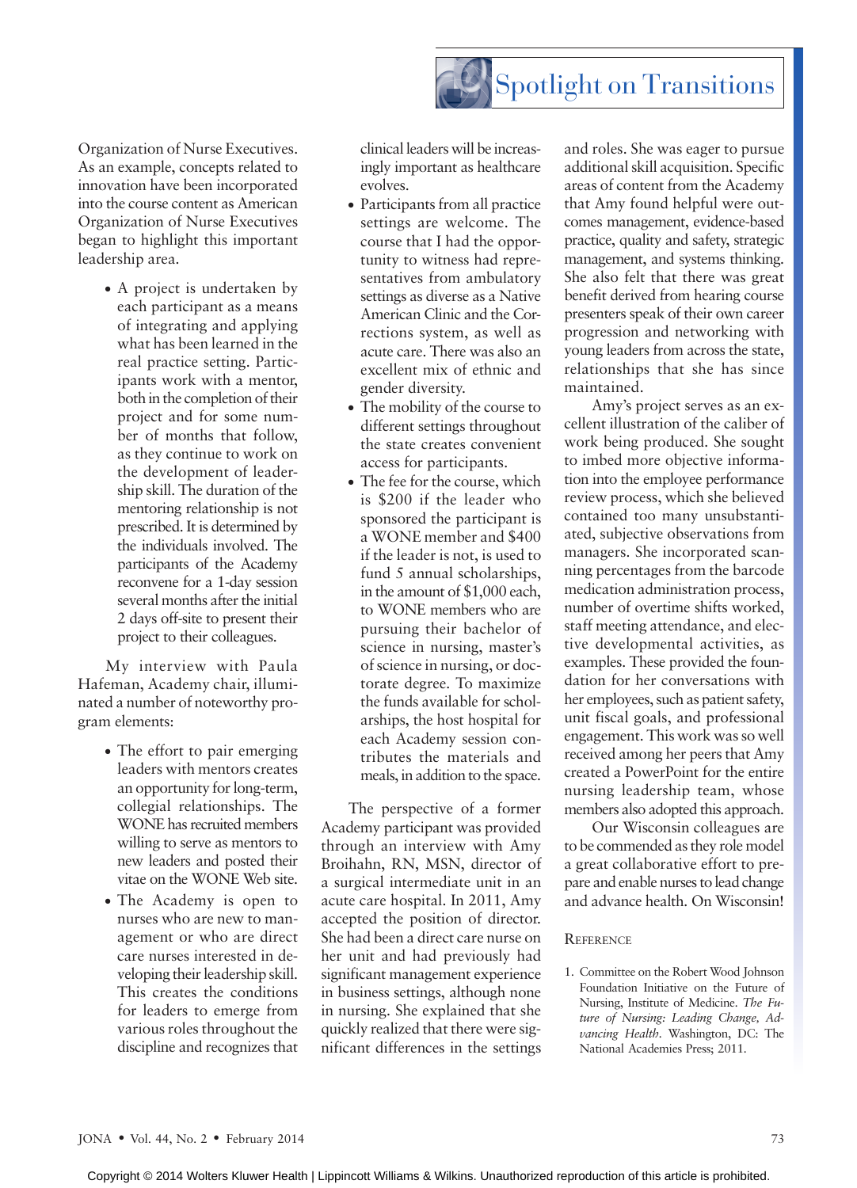Organization of Nurse Executives. As an example, concepts related to innovation have been incorporated into the course content as American Organization of Nurse Executives began to highlight this important leadership area.

- A project is undertaken by each participant as a means of integrating and applying what has been learned in the real practice setting. Participants work with a mentor, both in the completion of their project and for some number of months that follow, as they continue to work on the development of leadership skill. The duration of the mentoring relationship is not prescribed. It is determined by the individuals involved. The participants of the Academy reconvene for a 1-day session several months after the initial 2 days off-site to present their project to their colleagues.

My interview with Paula Hafeman, Academy chair, illuminated a number of noteworthy program elements:

- The effort to pair emerging leaders with mentors creates an opportunity for long-term, collegial relationships. The WONE has recruited members willing to serve as mentors to new leaders and posted their vitae on the WONE Web site.
- The Academy is open to nurses who are new to management or who are direct care nurses interested in developing their leadership skill. This creates the conditions for leaders to emerge from various roles throughout the discipline and recognizes that clinical leaders will be increasingly important as healthcare evolves.
- Participants from all practice settings are welcome. The course that I had the opportunity to witness had representatives from ambulatory settings as diverse as a Native American Clinic and the Corrections system, as well as acute care. There was also an excellent mix of ethnic and gender diversity.
- The mobility of the course to different settings throughout the state creates convenient access for participants.
- The fee for the course, which is $200 if the leader who sponsored the participant is a WONE member and $400 if the leader is not, is used to fund 5 annual scholarships, in the amount of $1,000 each, to WONE members who are pursuing their bachelor of science in nursing, master's of science in nursing, or doctorate degree. To maximize the funds available for scholarships, the host hospital for each Academy session contributes the materials and meals, in addition to the space.

The perspective of a former Academy participant was provided through an interview with Amy Broihahn, RN, MSN, director of a surgical intermediate unit in an acute care hospital. In 2011, Amy accepted the position of director. She had been a direct care nurse on her unit and had previously had significant management experience in business settings, although none in nursing. She explained that she quickly realized that there were significant differences in the settings and roles. She was eager to pursue additional skill acquisition. Specific areas of content from the Academy that Amy found helpful were outcomes management, evidence-based practice, quality and safety, strategic management, and systems thinking. She also felt that there was great benefit derived from hearing course presenters speak of their own career progression and networking with young leaders from across the state, relationships that she has since maintained.

Amy's project serves as an excellent illustration of the caliber of work being produced. She sought to imbed more objective information into the employee performance review process, which she believed contained too many unsubstantiated, subjective observations from managers. She incorporated scanning percentages from the barcode medication administration process, number of overtime shifts worked, staff meeting attendance, and elective developmental activities, as examples. These provided the foundation for her conversations with her employees, such as patient safety, unit fiscal goals, and professional engagement. This work was so well received among her peers that Amy created a PowerPoint for the entire nursing leadership team, whose members also adopted this approach.

Our Wisconsin colleagues are to be commended as they role model a great collaborative effort to prepare and enable nurses to lead change and advance health. On Wisconsin!

## Reference

1. Committee on the Robert Wood Johnson Foundation Initiative on the Future of Nursing, Institute of Medicine. *The Future of Nursing: Leading Change, Advancing Health*. Washington, DC: The National Academies Press; 2011.